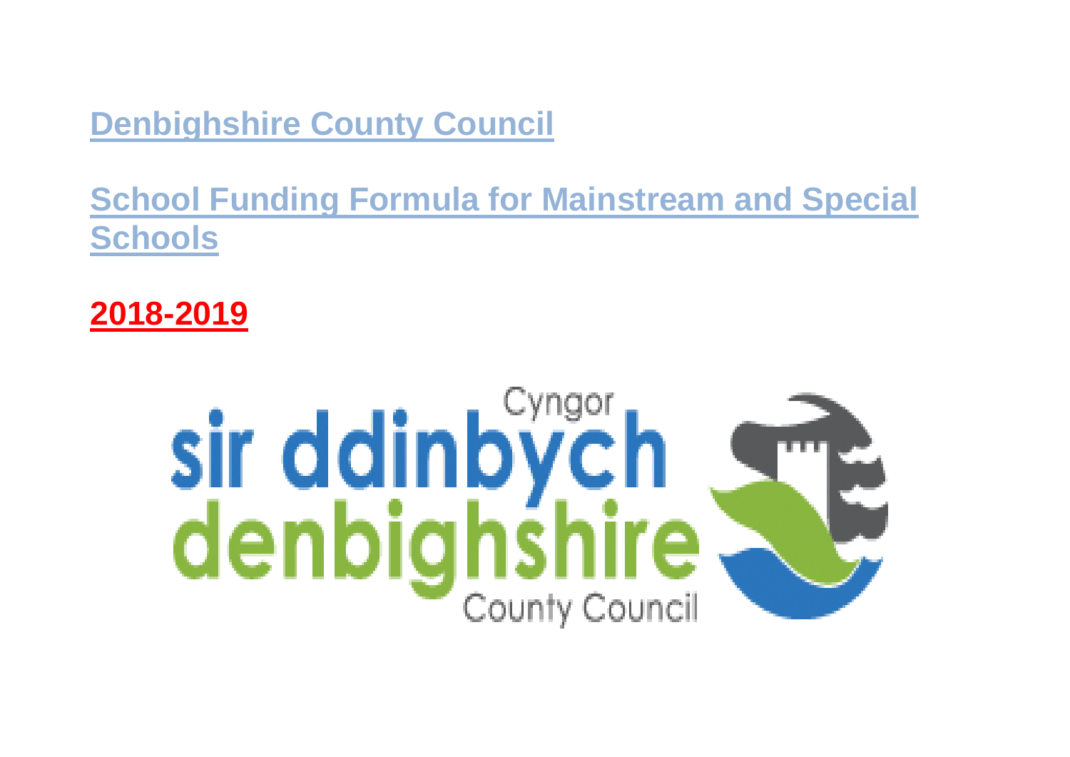# Denbighshire County Council

## School Funding Formula for Mainstream and Special Schools

## 2018-2019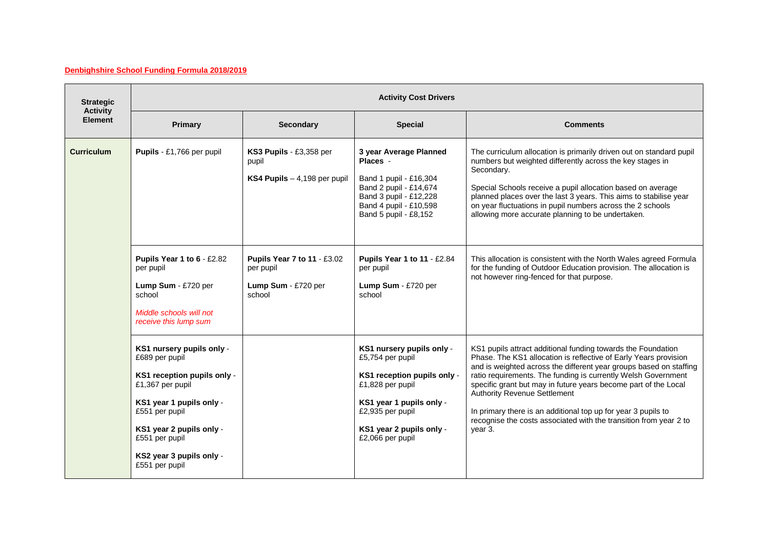**Denbighshire School Funding Formula 2018/2019**

| Strategic Activity Element | Activity Cost Drivers | | | |
|---|---|---|---|---|
| | **Primary** | **Secondary** | **Special** | **Comments** |
| **Curriculum** | **Pupils** - £1,766 per pupil | **KS3 Pupils** - £3,358 per pupil<br><br>**KS4 Pupils** – 4,198 per pupil | **3 year Average Planned Places** -<br><br>Band 1 pupil - £16,304<br>Band 2 pupil - £14,674<br>Band 3 pupil - £12,228<br>Band 4 pupil - £10,598<br>Band 5 pupil - £8,152 | The curriculum allocation is primarily driven out on standard pupil numbers but weighted differently across the key stages in Secondary.<br><br>Special Schools receive a pupil allocation based on average planned places over the last 3 years. This aims to stabilise year on year fluctuations in pupil numbers across the 2 schools allowing more accurate planning to be undertaken. |
| | **Pupils Year 1 to 6** - £2.82 per pupil<br><br>**Lump Sum** - £720 per school<br><br>*Middle schools will not receive this lump sum* | **Pupils Year 7 to 11** - £3.02 per pupil<br><br>**Lump Sum** - £720 per school | **Pupils Year 1 to 11** - £2.84 per pupil<br><br>**Lump Sum** - £720 per school | This allocation is consistent with the North Wales agreed Formula for the funding of Outdoor Education provision. The allocation is not however ring-fenced for that purpose. |
| | **KS1 nursery pupils only** - £689 per pupil<br><br>**KS1 reception pupils only** - £1,367 per pupil<br><br>**KS1 year 1 pupils only** - £551 per pupil<br><br>**KS1 year 2 pupils only** - £551 per pupil<br><br>**KS2 year 3 pupils only** - £551 per pupil | | **KS1 nursery pupils only** - £5,754 per pupil<br><br>**KS1 reception pupils only** - £1,828 per pupil<br><br>**KS1 year 1 pupils only** - £2,935 per pupil<br><br>**KS1 year 2 pupils only** - £2,066 per pupil | KS1 pupils attract additional funding towards the Foundation Phase. The KS1 allocation is reflective of Early Years provision and is weighted across the different year groups based on staffing ratio requirements. The funding is currently Welsh Government specific grant but may in future years become part of the Local Authority Revenue Settlement<br><br>In primary there is an additional top up for year 3 pupils to recognise the costs associated with the transition from year 2 to year 3. |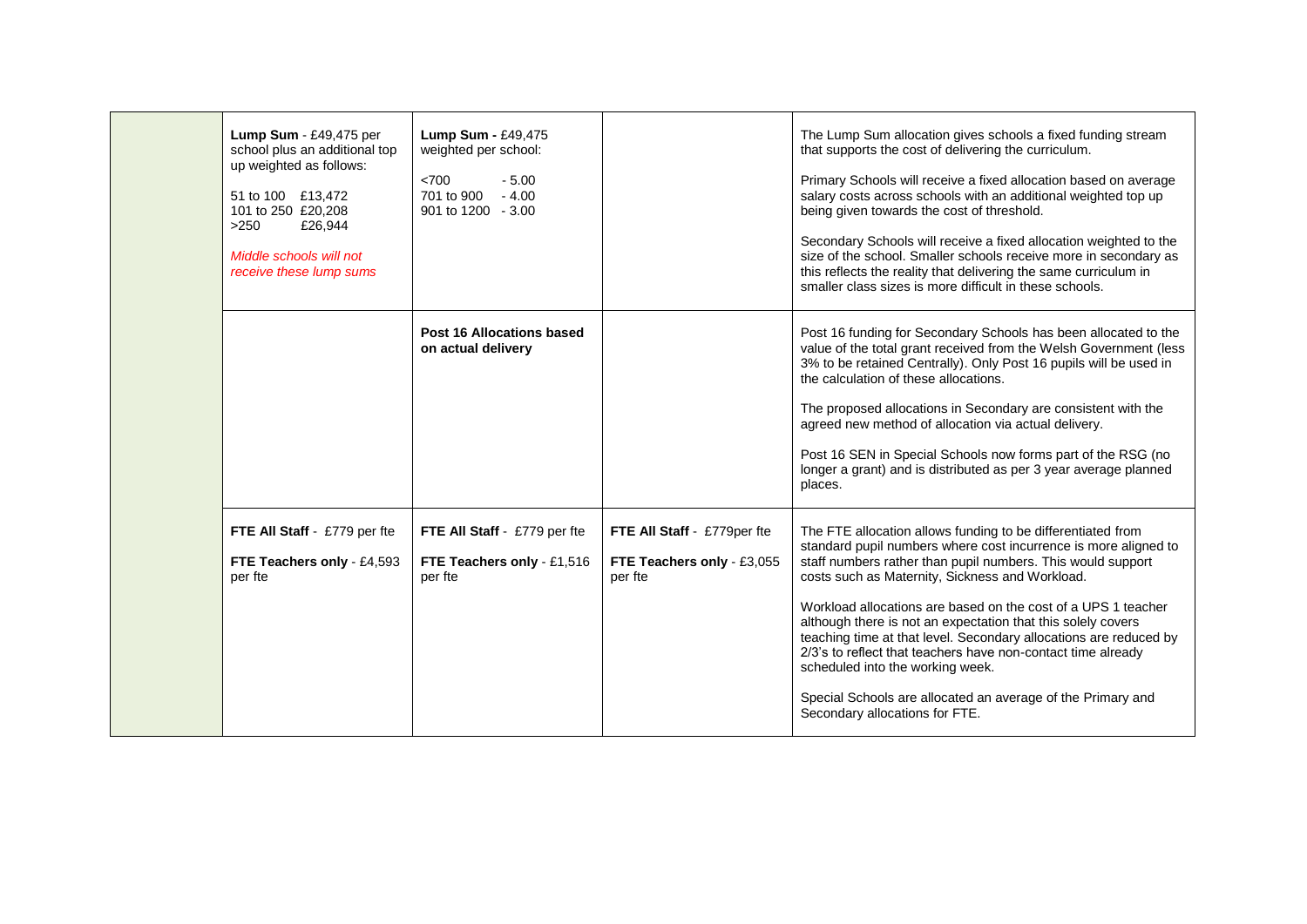| | | | | |
|---|---|---|---|---|
| | **Lump Sum** - £49,475 per school plus an additional top up weighted as follows:<br><br>51 to 100 £13,472<br>101 to 250 £20,208<br>>250 £26,944<br><br>*Middle schools will not receive these lump sums* | **Lump Sum -** £49,475 weighted per school:<br><br><700 - 5.00<br>701 to 900 - 4.00<br>901 to 1200 - 3.00 | | The Lump Sum allocation gives schools a fixed funding stream that supports the cost of delivering the curriculum.<br><br>Primary Schools will receive a fixed allocation based on average salary costs across schools with an additional weighted top up being given towards the cost of threshold.<br><br>Secondary Schools will receive a fixed allocation weighted to the size of the school. Smaller schools receive more in secondary as this reflects the reality that delivering the same curriculum in smaller class sizes is more difficult in these schools. |
| | | **Post 16 Allocations based on actual delivery** | | Post 16 funding for Secondary Schools has been allocated to the value of the total grant received from the Welsh Government (less 3% to be retained Centrally). Only Post 16 pupils will be used in the calculation of these allocations.<br><br>The proposed allocations in Secondary are consistent with the agreed new method of allocation via actual delivery.<br><br>Post 16 SEN in Special Schools now forms part of the RSG (no longer a grant) and is distributed as per 3 year average planned places. |
| | **FTE All Staff** - £779 per fte<br><br>**FTE Teachers only** - £4,593 per fte | **FTE All Staff** - £779 per fte<br><br>**FTE Teachers only** - £1,516 per fte | **FTE All Staff** - £779per fte<br><br>**FTE Teachers only** - £3,055 per fte | The FTE allocation allows funding to be differentiated from standard pupil numbers where cost incurrence is more aligned to staff numbers rather than pupil numbers. This would support costs such as Maternity, Sickness and Workload.<br><br>Workload allocations are based on the cost of a UPS 1 teacher although there is not an expectation that this solely covers teaching time at that level. Secondary allocations are reduced by 2/3's to reflect that teachers have non-contact time already scheduled into the working week.<br><br>Special Schools are allocated an average of the Primary and Secondary allocations for FTE. |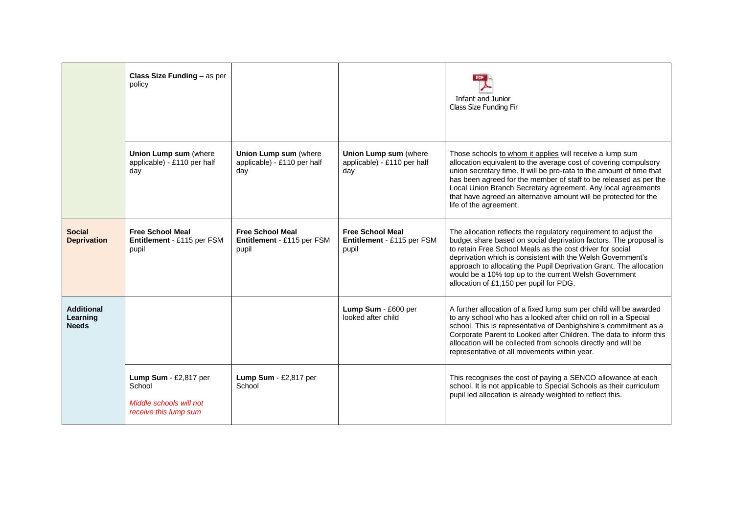| | | | | |
|---|---|---|---|---|
| | **Class Size Funding –** as per policy | | | Infant and Junior Class Size Funding Fir |
| | **Union Lump sum** (where applicable) - £110 per half day | **Union Lump sum** (where applicable) - £110 per half day | **Union Lump sum** (where applicable) - £110 per half day | Those schools to whom it applies will receive a lump sum allocation equivalent to the average cost of covering compulsory union secretary time. It will be pro-rata to the amount of time that has been agreed for the member of staff to be released as per the Local Union Branch Secretary agreement. Any local agreements that have agreed an alternative amount will be protected for the life of the agreement. |
| **Social Deprivation** | **Free School Meal Entitlement** - £115 per FSM pupil | **Free School Meal Entitlement** - £115 per FSM pupil | **Free School Meal Entitlement** - £115 per FSM pupil | The allocation reflects the regulatory requirement to adjust the budget share based on social deprivation factors. The proposal is to retain Free School Meals as the cost driver for social deprivation which is consistent with the Welsh Government's approach to allocating the Pupil Deprivation Grant. The allocation would be a 10% top up to the current Welsh Government allocation of £1,150 per pupil for PDG. |
| **Additional Learning Needs** | | | **Lump Sum** - £600 per looked after child | A further allocation of a fixed lump sum per child will be awarded to any school who has a looked after child on roll in a Special school. This is representative of Denbighshire's commitment as a Corporate Parent to Looked after Children. The data to inform this allocation will be collected from schools directly and will be representative of all movements within year. |
| | **Lump Sum** - £2,817 per School<br><br>*Middle schools will not receive this lump sum* | **Lump Sum** - £2,817 per School | | This recognises the cost of paying a SENCO allowance at each school. It is not applicable to Special Schools as their curriculum pupil led allocation is already weighted to reflect this. |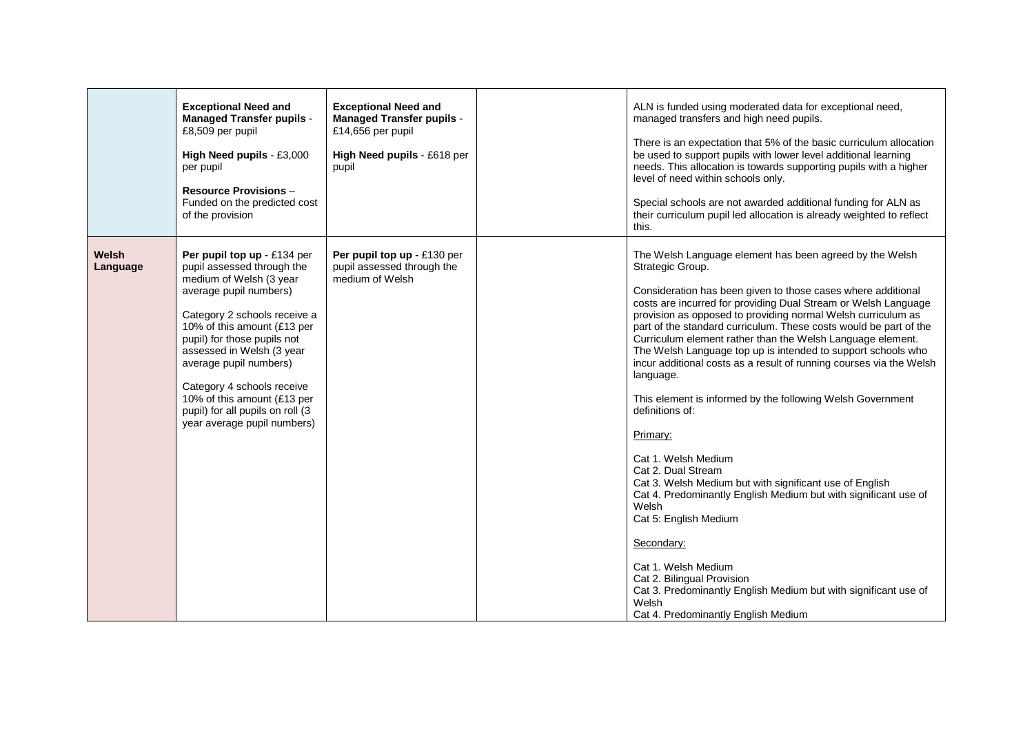| | | | | |
|---|---|---|---|---|
| | **Exceptional Need and Managed Transfer pupils** - £8,509 per pupil<br><br>**High Need pupils** - £3,000 per pupil<br><br>**Resource Provisions** – Funded on the predicted cost of the provision | **Exceptional Need and Managed Transfer pupils** - £14,656 per pupil<br><br>**High Need pupils** - £618 per pupil | | ALN is funded using moderated data for exceptional need, managed transfers and high need pupils.<br><br>There is an expectation that 5% of the basic curriculum allocation be used to support pupils with lower level additional learning needs. This allocation is towards supporting pupils with a higher level of need within schools only.<br><br>Special schools are not awarded additional funding for ALN as their curriculum pupil led allocation is already weighted to reflect this. |
| **Welsh Language** | **Per pupil top up -** £134 per pupil assessed through the medium of Welsh (3 year average pupil numbers)<br><br>Category 2 schools receive a 10% of this amount (£13 per pupil) for those pupils not assessed in Welsh (3 year average pupil numbers)<br><br>Category 4 schools receive 10% of this amount (£13 per pupil) for all pupils on roll (3 year average pupil numbers) | **Per pupil top up -** £130 per pupil assessed through the medium of Welsh | | The Welsh Language element has been agreed by the Welsh Strategic Group.<br><br>Consideration has been given to those cases where additional costs are incurred for providing Dual Stream or Welsh Language provision as opposed to providing normal Welsh curriculum as part of the standard curriculum. These costs would be part of the Curriculum element rather than the Welsh Language element. The Welsh Language top up is intended to support schools who incur additional costs as a result of running courses via the Welsh language.<br><br>This element is informed by the following Welsh Government definitions of:<br><br>Primary:<br><br>Cat 1. Welsh Medium<br>Cat 2. Dual Stream<br>Cat 3. Welsh Medium but with significant use of English<br>Cat 4. Predominantly English Medium but with significant use of Welsh<br>Cat 5: English Medium<br><br>Secondary:<br><br>Cat 1. Welsh Medium<br>Cat 2. Bilingual Provision<br>Cat 3. Predominantly English Medium but with significant use of Welsh<br>Cat 4. Predominantly English Medium |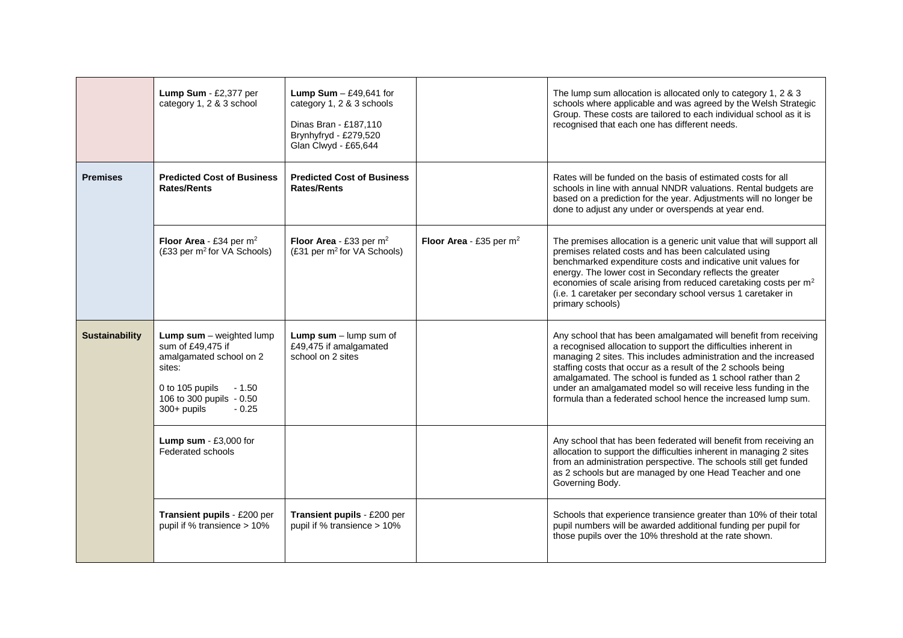| | | | | |
|---|---|---|---|---|
| | **Lump Sum** - £2,377 per category 1, 2 & 3 school | **Lump Sum** – £49,641 for category 1, 2 & 3 schools<br><br>Dinas Bran - £187,110<br>Brynhyfryd - £279,520<br>Glan Clwyd - £65,644 | | The lump sum allocation is allocated only to category 1, 2 & 3 schools where applicable and was agreed by the Welsh Strategic Group. These costs are tailored to each individual school as it is recognised that each one has different needs. |
| **Premises** | **Predicted Cost of Business Rates/Rents** | **Predicted Cost of Business Rates/Rents** | | Rates will be funded on the basis of estimated costs for all schools in line with annual NNDR valuations. Rental budgets are based on a prediction for the year. Adjustments will no longer be done to adjust any under or overspends at year end. |
| | **Floor Area** - £34 per $m^2$ (£33 per $m^2$ for VA Schools) | **Floor Area** - £33 per $m^2$ (£31 per $m^2$ for VA Schools) | **Floor Area** - £35 per $m^2$ | The premises allocation is a generic unit value that will support all premises related costs and has been calculated using benchmarked expenditure costs and indicative unit values for energy. The lower cost in Secondary reflects the greater economies of scale arising from reduced caretaking costs per $m^2$ (i.e. 1 caretaker per secondary school versus 1 caretaker in primary schools) |
| **Sustainability** | **Lump sum** – weighted lump sum of £49,475 if amalgamated school on 2 sites:<br><br>0 to 105 pupils - 1.50<br>106 to 300 pupils - 0.50<br>300+ pupils - 0.25 | **Lump sum** – lump sum of £49,475 if amalgamated school on 2 sites | | Any school that has been amalgamated will benefit from receiving a recognised allocation to support the difficulties inherent in managing 2 sites. This includes administration and the increased staffing costs that occur as a result of the 2 schools being amalgamated. The school is funded as 1 school rather than 2 under an amalgamated model so will receive less funding in the formula than a federated school hence the increased lump sum. |
| | **Lump sum** - £3,000 for Federated schools | | | Any school that has been federated will benefit from receiving an allocation to support the difficulties inherent in managing 2 sites from an administration perspective. The schools still get funded as 2 schools but are managed by one Head Teacher and one Governing Body. |
| | **Transient pupils** - £200 per pupil if % transience > 10% | **Transient pupils** - £200 per pupil if % transience > 10% | | Schools that experience transience greater than 10% of their total pupil numbers will be awarded additional funding per pupil for those pupils over the 10% threshold at the rate shown. |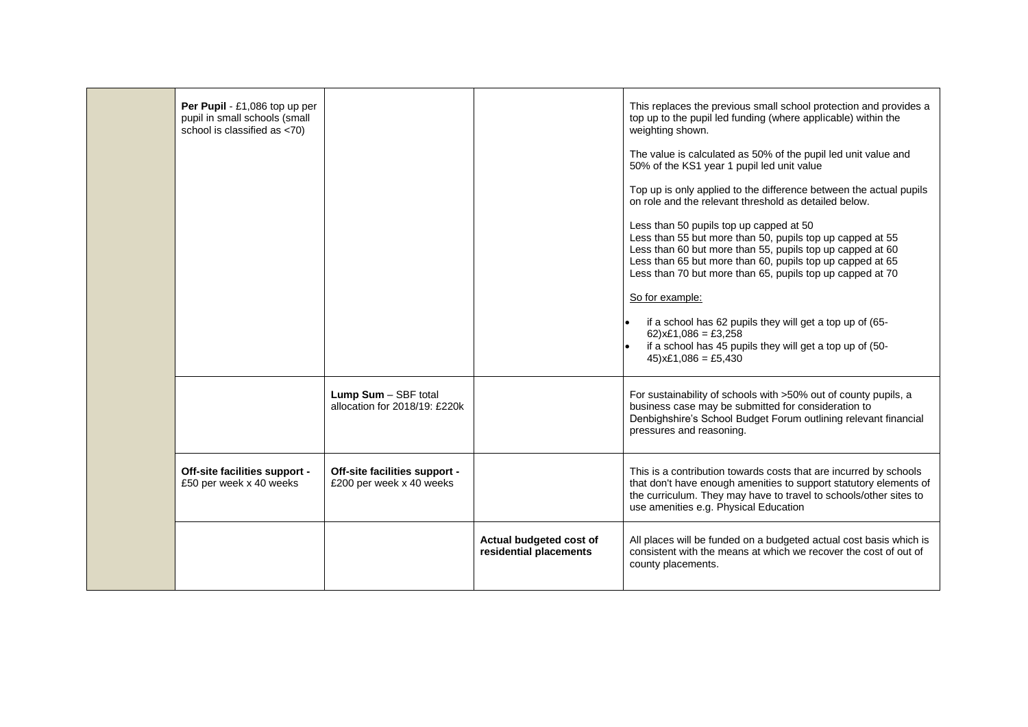| | | | | |
|---|---|---|---|---|
| | **Per Pupil** - £1,086 top up per pupil in small schools (small school is classified as <70) | | | This replaces the previous small school protection and provides a top up to the pupil led funding (where applicable) within the weighting shown.<br><br>The value is calculated as 50% of the pupil led unit value and 50% of the KS1 year 1 pupil led unit value<br><br>Top up is only applied to the difference between the actual pupils on role and the relevant threshold as detailed below.<br><br>Less than 50 pupils top up capped at 50<br>Less than 55 but more than 50, pupils top up capped at 55<br>Less than 60 but more than 55, pupils top up capped at 60<br>Less than 65 but more than 60, pupils top up capped at 65<br>Less than 70 but more than 65, pupils top up capped at 70<br><br>So for example:<br><br>• if a school has 62 pupils they will get a top up of (65-62)x£1,086 = £3,258<br>• if a school has 45 pupils they will get a top up of (50-45)x£1,086 = £5,430 |
| | | **Lump Sum** – SBF total allocation for 2018/19: £220k | | For sustainability of schools with >50% out of county pupils, a business case may be submitted for consideration to Denbighshire's School Budget Forum outlining relevant financial pressures and reasoning. |
| | **Off-site facilities support -** £50 per week x 40 weeks | **Off-site facilities support -** £200 per week x 40 weeks | | This is a contribution towards costs that are incurred by schools that don't have enough amenities to support statutory elements of the curriculum. They may have to travel to schools/other sites to use amenities e.g. Physical Education |
| | | | **Actual budgeted cost of residential placements** | All places will be funded on a budgeted actual cost basis which is consistent with the means at which we recover the cost of out of county placements. |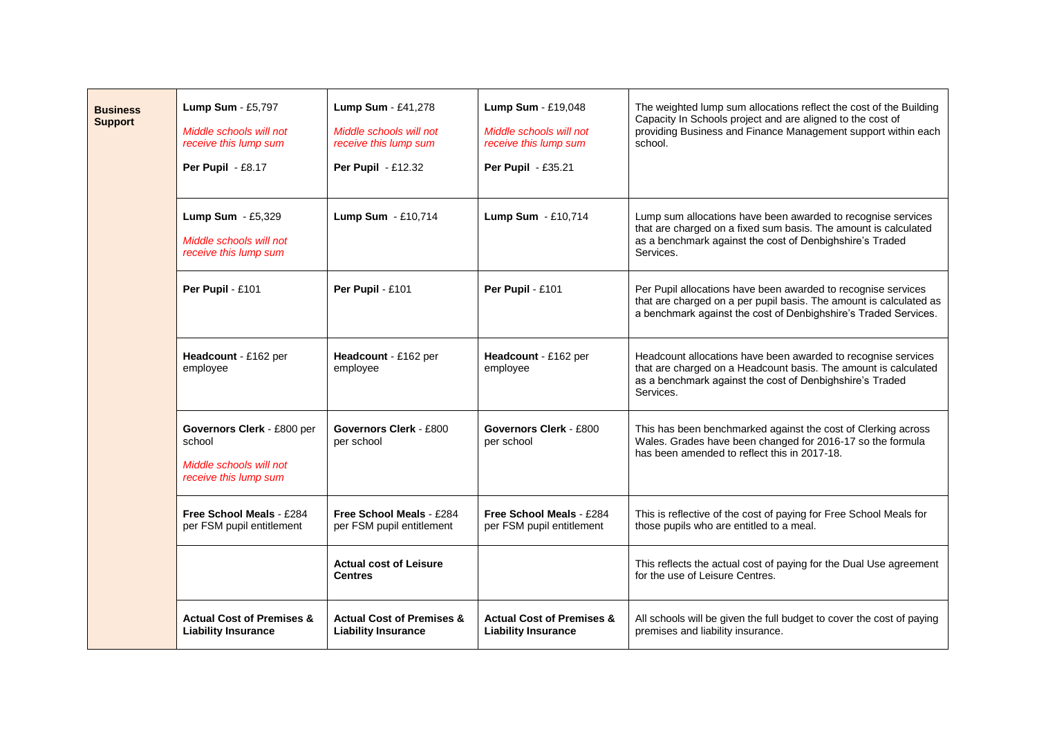| | | | | |
|---|---|---|---|---|
| **Business Support** | **Lump Sum** - £5,797<br><br>*Middle schools will not receive this lump sum*<br><br>**Per Pupil** - £8.17 | **Lump Sum** - £41,278<br><br>*Middle schools will not receive this lump sum*<br><br>**Per Pupil** - £12.32 | **Lump Sum** - £19,048<br><br>*Middle schools will not receive this lump sum*<br><br>**Per Pupil** - £35.21 | The weighted lump sum allocations reflect the cost of the Building Capacity In Schools project and are aligned to the cost of providing Business and Finance Management support within each school. |
| | **Lump Sum** - £5,329<br><br>*Middle schools will not receive this lump sum* | **Lump Sum** - £10,714 | **Lump Sum** - £10,714 | Lump sum allocations have been awarded to recognise services that are charged on a fixed sum basis. The amount is calculated as a benchmark against the cost of Denbighshire's Traded Services. |
| | **Per Pupil** - £101 | **Per Pupil** - £101 | **Per Pupil** - £101 | Per Pupil allocations have been awarded to recognise services that are charged on a per pupil basis. The amount is calculated as a benchmark against the cost of Denbighshire's Traded Services. |
| | **Headcount** - £162 per employee | **Headcount** - £162 per employee | **Headcount** - £162 per employee | Headcount allocations have been awarded to recognise services that are charged on a Headcount basis. The amount is calculated as a benchmark against the cost of Denbighshire's Traded Services. |
| | **Governors Clerk** - £800 per school<br><br>*Middle schools will not receive this lump sum* | **Governors Clerk** - £800 per school | **Governors Clerk** - £800 per school | This has been benchmarked against the cost of Clerking across Wales. Grades have been changed for 2016-17 so the formula has been amended to reflect this in 2017-18. |
| | **Free School Meals** - £284 per FSM pupil entitlement | **Free School Meals** - £284 per FSM pupil entitlement | **Free School Meals** - £284 per FSM pupil entitlement | This is reflective of the cost of paying for Free School Meals for those pupils who are entitled to a meal. |
| | | **Actual cost of Leisure Centres** | | This reflects the actual cost of paying for the Dual Use agreement for the use of Leisure Centres. |
| | **Actual Cost of Premises & Liability Insurance** | **Actual Cost of Premises & Liability Insurance** | **Actual Cost of Premises & Liability Insurance** | All schools will be given the full budget to cover the cost of paying premises and liability insurance. |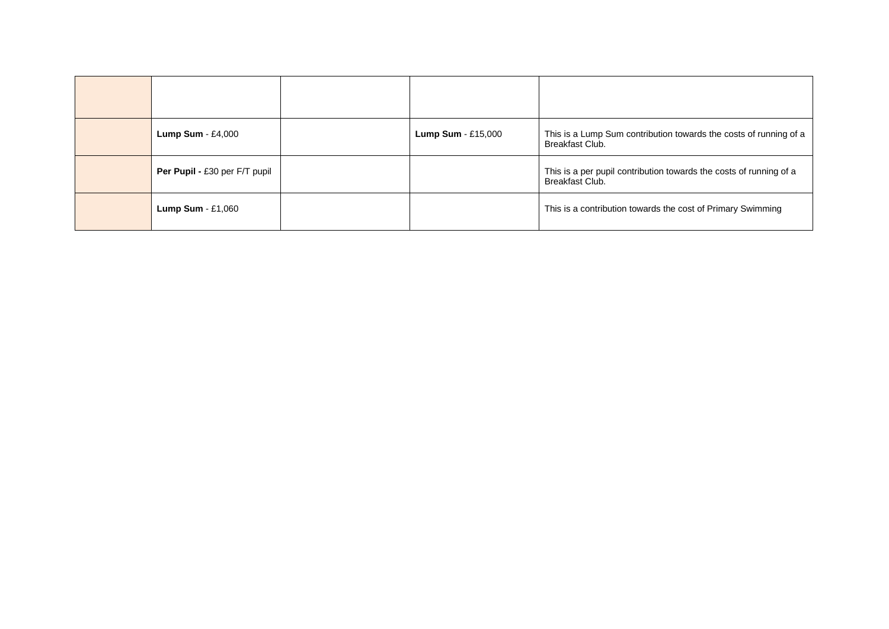| | | | | |
|---|---|---|---|---|
| | | | | |
| | **Lump Sum** - £4,000 | | **Lump Sum** - £15,000 | This is a Lump Sum contribution towards the costs of running of a Breakfast Club. |
| | **Per Pupil -** £30 per F/T pupil | | | This is a per pupil contribution towards the costs of running of a Breakfast Club. |
| | **Lump Sum** - £1,060 | | | This is a contribution towards the cost of Primary Swimming |